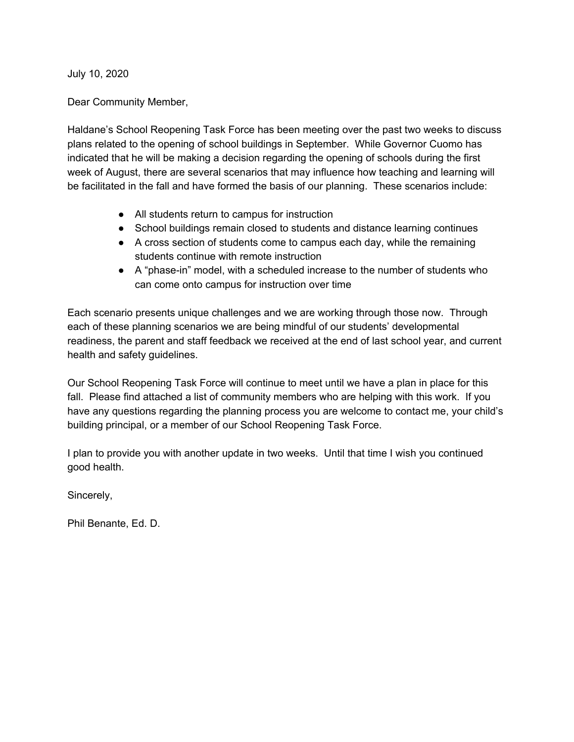July 10, 2020

Dear Community Member,

Haldane's School Reopening Task Force has been meeting over the past two weeks to discuss plans related to the opening of school buildings in September. While Governor Cuomo has indicated that he will be making a decision regarding the opening of schools during the first week of August, there are several scenarios that may influence how teaching and learning will be facilitated in the fall and have formed the basis of our planning. These scenarios include:

- All students return to campus for instruction
- School buildings remain closed to students and distance learning continues
- A cross section of students come to campus each day, while the remaining students continue with remote instruction
- A "phase-in" model, with a scheduled increase to the number of students who can come onto campus for instruction over time

Each scenario presents unique challenges and we are working through those now. Through each of these planning scenarios we are being mindful of our students' developmental readiness, the parent and staff feedback we received at the end of last school year, and current health and safety guidelines.

Our School Reopening Task Force will continue to meet until we have a plan in place for this fall. Please find attached a list of community members who are helping with this work. If you have any questions regarding the planning process you are welcome to contact me, your child's building principal, or a member of our School Reopening Task Force.

I plan to provide you with another update in two weeks. Until that time I wish you continued good health.

Sincerely,

Phil Benante, Ed. D.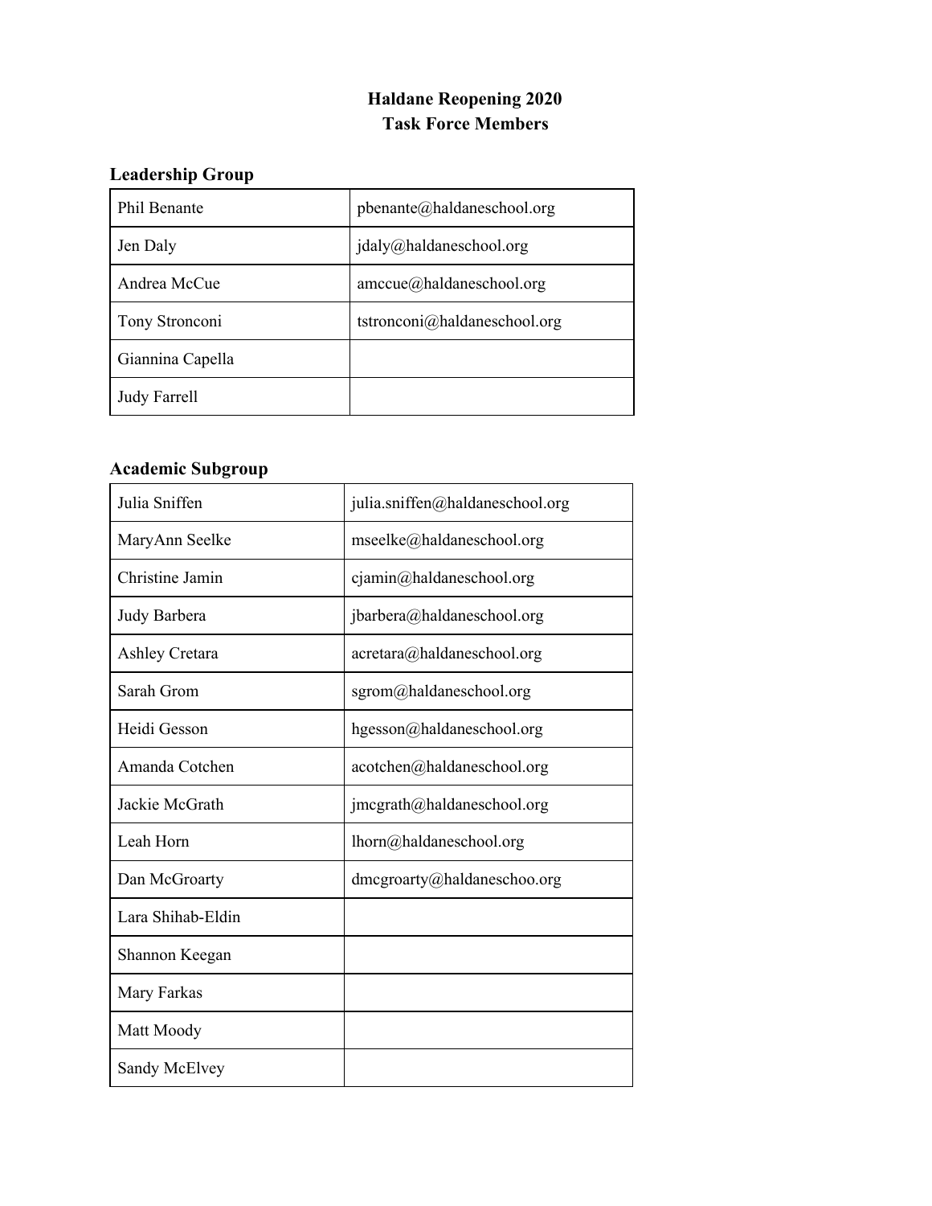# Haldane Reopening 2020
# Task Force Members

## Leadership Group

| | |
|---|---|
| Phil Benante | pbenante@haldaneschool.org |
| Jen Daly | jdaly@haldaneschool.org |
| Andrea McCue | amccue@haldaneschool.org |
| Tony Stronconi | tstronconi@haldaneschool.org |
| Giannina Capella | |
| Judy Farrell | |

## Academic Subgroup

| | |
|---|---|
| Julia Sniffen | julia.sniffen@haldaneschool.org |
| MaryAnn Seelke | mseelke@haldaneschool.org |
| Christine Jamin | cjamin@haldaneschool.org |
| Judy Barbera | jbarbera@haldaneschool.org |
| Ashley Cretara | acretara@haldaneschool.org |
| Sarah Grom | sgrom@haldaneschool.org |
| Heidi Gesson | hgesson@haldaneschool.org |
| Amanda Cotchen | acotchen@haldaneschool.org |
| Jackie McGrath | jmcgrath@haldaneschool.org |
| Leah Horn | lhorn@haldaneschool.org |
| Dan McGroarty | dmcgroarty@haldaneschoo.org |
| Lara Shihab-Eldin | |
| Shannon Keegan | |
| Mary Farkas | |
| Matt Moody | |
| Sandy McElvey | |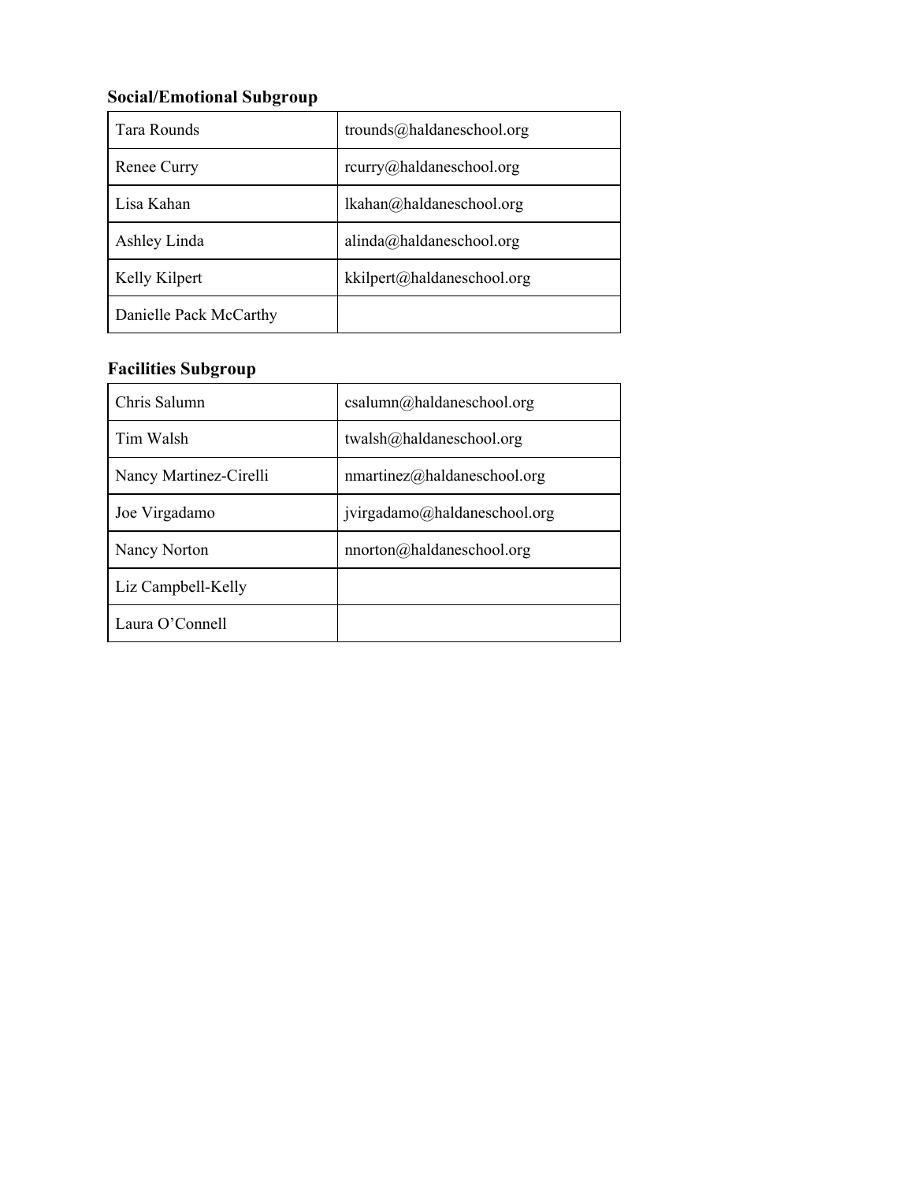**Social/Emotional Subgroup**

| | |
|---|---|
| Tara Rounds | trounds@haldaneschool.org |
| Renee Curry | rcurry@haldaneschool.org |
| Lisa Kahan | lkahan@haldaneschool.org |
| Ashley Linda | alinda@haldaneschool.org |
| Kelly Kilpert | kkilpert@haldaneschool.org |
| Danielle Pack McCarthy | |

**Facilities Subgroup**

| | |
|---|---|
| Chris Salumn | csalumn@haldaneschool.org |
| Tim Walsh | twalsh@haldaneschool.org |
| Nancy Martinez-Cirelli | nmartinez@haldaneschool.org |
| Joe Virgadamo | jvirgadamo@haldaneschool.org |
| Nancy Norton | nnorton@haldaneschool.org |
| Liz Campbell-Kelly | |
| Laura O’Connell | |